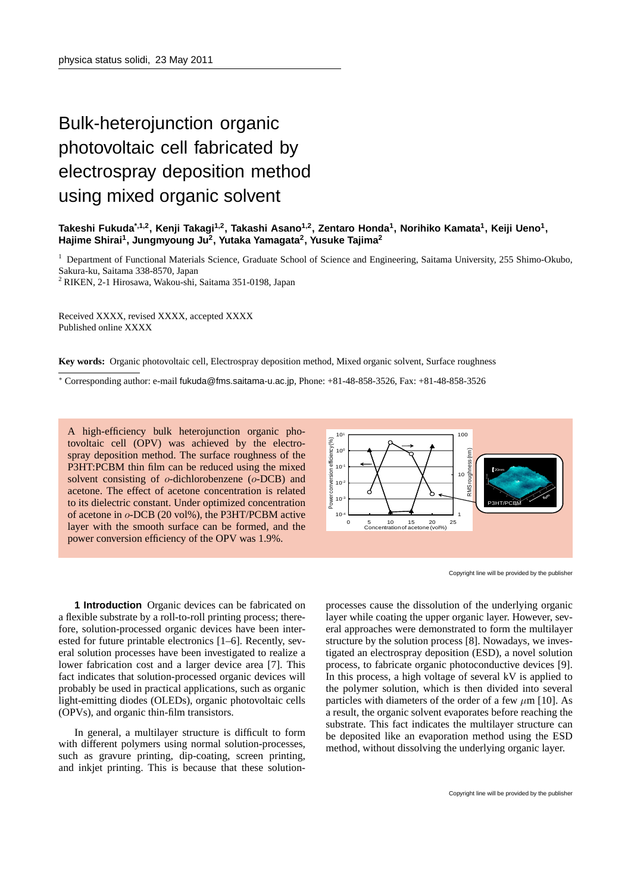# Bulk-heterojunction organic photovoltaic cell fabricated by electrospray deposition method using mixed organic solvent

**Takeshi Fukuda[*,1,2], Kenji Takagi[1,2], Takashi Asano[1,2], Zentaro Honda[1], Norihiko Kamata[1], Keiji Ueno[1], Hajime Shirai[1], Jungmyoung Ju[2], Yutaka Yamagata[2], Yusuke Tajima[2]**

[1] Department of Functional Materials Science, Graduate School of Science and Engineering, Saitama University, 255 Shimo-Okubo, Sakura-ku, Saitama 338-8570, Japan

[2] RIKEN, 2-1 Hirosawa, Wakou-shi, Saitama 351-0198, Japan

Received XXXX, revised XXXX, accepted XXXX

Published online XXXX

**Key words:** Organic photovoltaic cell, Electrospray deposition method, Mixed organic solvent, Surface roughness

[*] Corresponding author: e-mail fukuda@fms.saitama-u.ac.jp, Phone: +81-48-858-3526, Fax: +81-48-858-3526

A high-efficiency bulk heterojunction organic photovoltaic cell (OPV) was achieved by the electrospray deposition method. The surface roughness of the P3HT:PCBM thin film can be reduced using the mixed solvent consisting of *o*-dichlorobenzene (*o*-DCB) and acetone. The effect of acetone concentration is related to its dielectric constant. Under optimized concentration of acetone in *o*-DCB (20 vol%), the P3HT/PCBM active layer with the smooth surface can be formed, and the power conversion efficiency of the OPV was 1.9%.

**1 Introduction** Organic devices can be fabricated on a flexible substrate by a roll-to-roll printing process; therefore, solution-processed organic devices have been interested for future printable electronics [1–6]. Recently, several solution processes have been investigated to realize a lower fabrication cost and a larger device area [7]. This fact indicates that solution-processed organic devices will probably be used in practical applications, such as organic light-emitting diodes (OLEDs), organic photovoltaic cells (OPVs), and organic thin-film transistors.

In general, a multilayer structure is difficult to form with different polymers using normal solution-processes, such as gravure printing, dip-coating, screen printing, and inkjet printing. This is because that these solution-processes cause the dissolution of the underlying organic layer while coating the upper organic layer. However, several approaches were demonstrated to form the multilayer structure by the solution process [8]. Nowadays, we investigated an electrospray deposition (ESD), a novel solution process, to fabricate organic photoconductive devices [9]. In this process, a high voltage of several kV is applied to the polymer solution, which is then divided into several particles with diameters of the order of a few $\mu$m [10]. As a result, the organic solvent evaporates before reaching the substrate. This fact indicates the multilayer structure can be deposited like an evaporation method using the ESD method, without dissolving the underlying organic layer.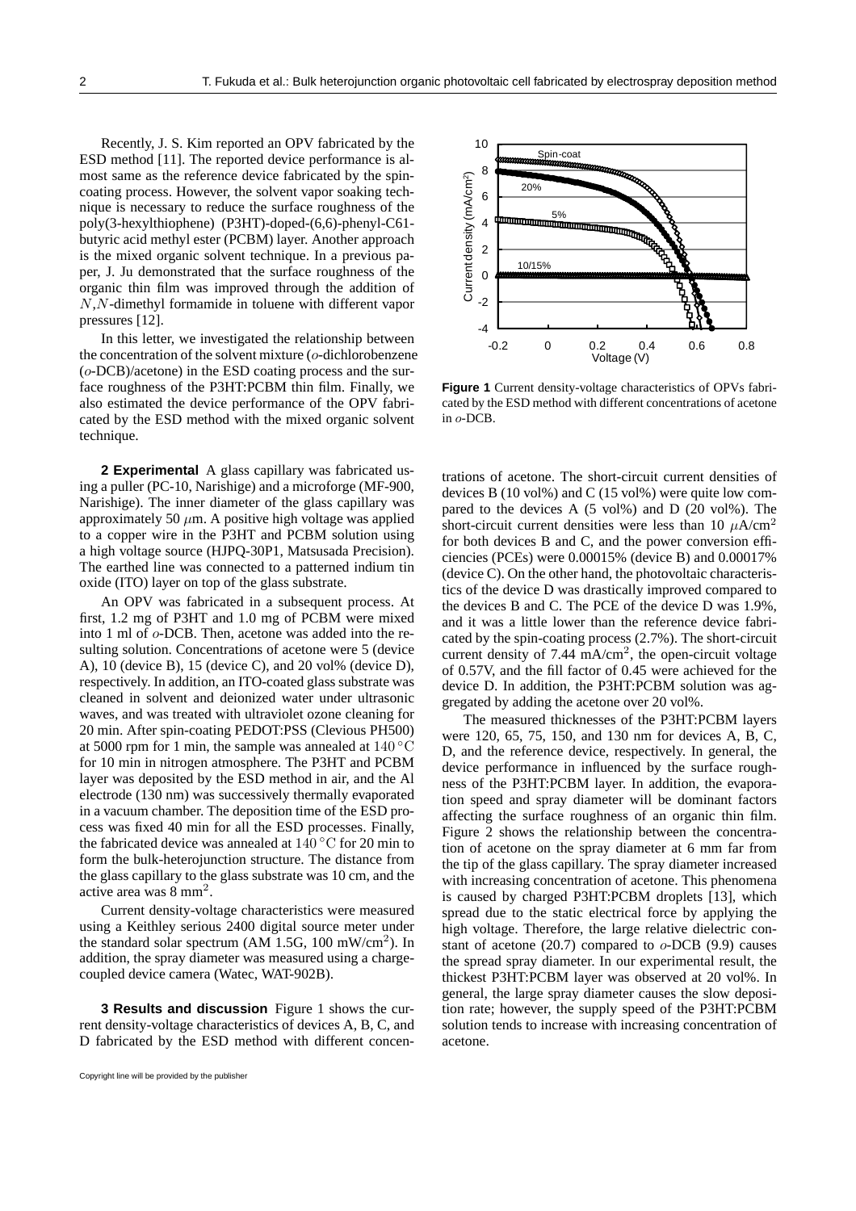Recently, J. S. Kim reported an OPV fabricated by the ESD method [11]. The reported device performance is almost same as the reference device fabricated by the spin-coating process. However, the solvent vapor soaking technique is necessary to reduce the surface roughness of the poly(3-hexylthiophene) (P3HT)-doped-(6,6)-phenyl-C61-butyric acid methyl ester (PCBM) layer. Another approach is the mixed organic solvent technique. In a previous paper, J. Ju demonstrated that the surface roughness of the organic thin film was improved through the addition of $N,N$-dimethyl formamide in toluene with different vapor pressures [12].

In this letter, we investigated the relationship between the concentration of the solvent mixture ($o$-dichlorobenzene ($o$-DCB)/acetone) in the ESD coating process and the surface roughness of the P3HT:PCBM thin film. Finally, we also estimated the device performance of the OPV fabricated by the ESD method with the mixed organic solvent technique.

**2 Experimental** A glass capillary was fabricated using a puller (PC-10, Narishige) and a microforge (MF-900, Narishige). The inner diameter of the glass capillary was approximately 50 $\mu$m. A positive high voltage was applied to a copper wire in the P3HT and PCBM solution using a high voltage source (HJPQ-30P1, Matsusada Precision). The earthed line was connected to a patterned indium tin oxide (ITO) layer on top of the glass substrate.

An OPV was fabricated in a subsequent process. At first, 1.2 mg of P3HT and 1.0 mg of PCBM were mixed into 1 ml of $o$-DCB. Then, acetone was added into the resulting solution. Concentrations of acetone were 5 (device A), 10 (device B), 15 (device C), and 20 vol% (device D), respectively. In addition, an ITO-coated glass substrate was cleaned in solvent and deionized water under ultrasonic waves, and was treated with ultraviolet ozone cleaning for 20 min. After spin-coating PEDOT:PSS (Clevious PH500) at 5000 rpm for 1 min, the sample was annealed at $140\,^{\circ}\mathrm{C}$ for 10 min in nitrogen atmosphere. The P3HT and PCBM layer was deposited by the ESD method in air, and the Al electrode (130 nm) was successively thermally evaporated in a vacuum chamber. The deposition time of the ESD process was fixed 40 min for all the ESD processes. Finally, the fabricated device was annealed at $140\,^{\circ}\mathrm{C}$ for 20 min to form the bulk-heterojunction structure. The distance from the glass capillary to the glass substrate was 10 cm, and the active area was 8 mm$^2$.

Current density-voltage characteristics were measured using a Keithley serious 2400 digital source meter under the standard solar spectrum (AM 1.5G, 100 mW/cm$^2$). In addition, the spray diameter was measured using a charge-coupled device camera (Watec, WAT-902B).

**3 Results and discussion** Figure 1 shows the current density-voltage characteristics of devices A, B, C, and D fabricated by the ESD method with different concentrations of acetone. The short-circuit current densities of devices B (10 vol%) and C (15 vol%) were quite low compared to the devices A (5 vol%) and D (20 vol%). The short-circuit current densities were less than 10 $\mu$A/cm$^2$ for both devices B and C, and the power conversion efficiencies (PCEs) were 0.00015% (device B) and 0.00017% (device C). On the other hand, the photovoltaic characteristics of the device D was drastically improved compared to the devices B and C. The PCE of the device D was 1.9%, and it was a little lower than the reference device fabricated by the spin-coating process (2.7%). The short-circuit current density of 7.44 mA/cm$^2$, the open-circuit voltage of 0.57V, and the fill factor of 0.45 were achieved for the device D. In addition, the P3HT:PCBM solution was aggregated by adding the acetone over 20 vol%.

**Figure 1** Current density-voltage characteristics of OPVs fabricated by the ESD method with different concentrations of acetone in $o$-DCB.

The measured thicknesses of the P3HT:PCBM layers were 120, 65, 75, 150, and 130 nm for devices A, B, C, D, and the reference device, respectively. In general, the device performance in influenced by the surface roughness of the P3HT:PCBM layer. In addition, the evaporation speed and spray diameter will be dominant factors affecting the surface roughness of an organic thin film. Figure 2 shows the relationship between the concentration of acetone on the spray diameter at 6 mm far from the tip of the glass capillary. The spray diameter increased with increasing concentration of acetone. This phenomena is caused by charged P3HT:PCBM droplets [13], which spread due to the static electrical force by applying the high voltage. Therefore, the large relative dielectric constant of acetone (20.7) compared to $o$-DCB (9.9) causes the spread spray diameter. In our experimental result, the thickest P3HT:PCBM layer was observed at 20 vol%. In general, the large spray diameter causes the slow deposition rate; however, the supply speed of the P3HT:PCBM solution tends to increase with increasing concentration of acetone.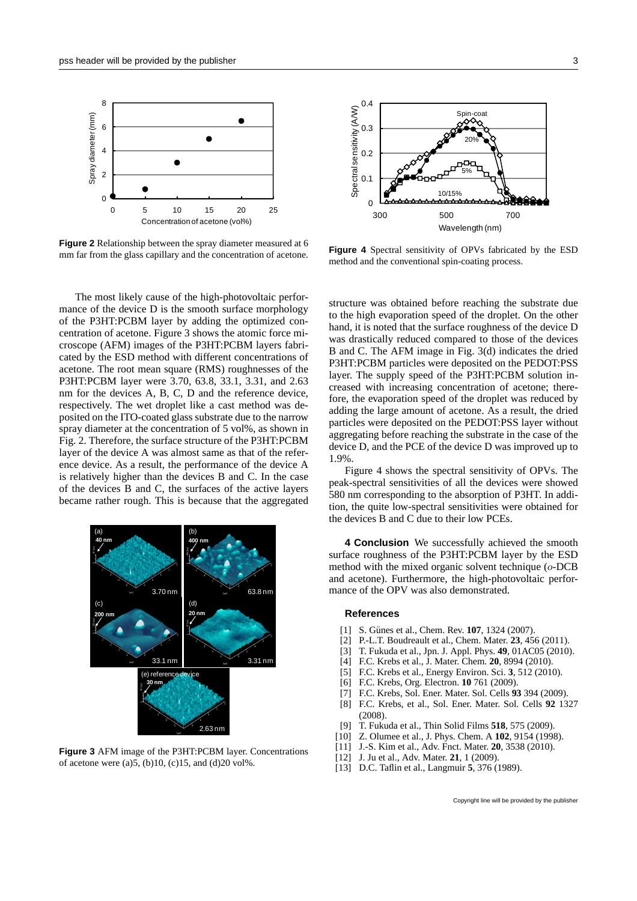8
6
4
2
0
Spray diameter (mm)
0 5 10 15 20 25
Concentration of acetone (vol%)

**Figure 2** Relationship between the spray diameter measured at 6 mm far from the glass capillary and the concentration of acetone.

0.4
0.3
0.2
0.1
0
Spectral sensitivity (A/W)
Spin-coat
20%
5%
10/15%
300 500 700
Wavelength (nm)

**Figure 4** Spectral sensitivity of OPVs fabricated by the ESD method and the conventional spin-coating process.

The most likely cause of the high-photovoltaic performance of the device D is the smooth surface morphology of the P3HT:PCBM layer by adding the optimized concentration of acetone. Figure 3 shows the atomic force microscope (AFM) images of the P3HT:PCBM layers fabricated by the ESD method with different concentrations of acetone. The root mean square (RMS) roughnesses of the P3HT:PCBM layer were 3.70, 63.8, 33.1, 3.31, and 2.63 nm for the devices A, B, C, D and the reference device, respectively. The wet droplet like a cast method was deposited on the ITO-coated glass substrate due to the narrow spray diameter at the concentration of 5 vol%, as shown in Fig. 2. Therefore, the surface structure of the P3HT:PCBM layer of the device A was almost same as that of the reference device. As a result, the performance of the device A is relatively higher than the devices B and C. In the case of the devices B and C, the surfaces of the active layers became rather rough. This is because that the aggregated structure was obtained before reaching the substrate due to the high evaporation speed of the droplet. On the other hand, it is noted that the surface roughness of the device D was drastically reduced compared to those of the devices B and C. The AFM image in Fig. 3(d) indicates the dried P3HT:PCBM particles were deposited on the PEDOT:PSS layer. The supply speed of the P3HT:PCBM solution increased with increasing concentration of acetone; therefore, the evaporation speed of the droplet was reduced by adding the large amount of acetone. As a result, the dried particles were deposited on the PEDOT:PSS layer without aggregating before reaching the substrate in the case of the device D, and the PCE of the device D was improved up to 1.9%.

(a) 40 nm 3.70 nm
(b) 400 nm 63.8 nm
(c) 200 nm 33.1 nm
(d) 20 nm 3.31 nm
(e) reference device 30 nm 2.63 nm

**Figure 3** AFM image of the P3HT:PCBM layer. Concentrations of acetone were (a)5, (b)10, (c)15, and (d)20 vol%.

Figure 4 shows the spectral sensitivity of OPVs. The peak-spectral sensitivities of all the devices were showed 580 nm corresponding to the absorption of P3HT. In addition, the quite low-spectral sensitivities were obtained for the devices B and C due to their low PCEs.

**4 Conclusion** We successfully achieved the smooth surface roughness of the P3HT:PCBM layer by the ESD method with the mixed organic solvent technique (*o*-DCB and acetone). Furthermore, the high-photovoltaic performance of the OPV was also demonstrated.

## References

[1] S. Günes et al., Chem. Rev. **107**, 1324 (2007).
[2] P.-L.T. Boudreault et al., Chem. Mater. **23**, 456 (2011).
[3] T. Fukuda et al., Jpn. J. Appl. Phys. **49**, 01AC05 (2010).
[4] F.C. Krebs et al., J. Mater. Chem. **20**, 8994 (2010).
[5] F.C. Krebs et al., Energy Environ. Sci. **3**, 512 (2010).
[6] F.C. Krebs, Org. Electron. **10** 761 (2009).
[7] F.C. Krebs, Sol. Ener. Mater. Sol. Cells **93** 394 (2009).
[8] F.C. Krebs, et al., Sol. Ener. Mater. Sol. Cells **92** 1327 (2008).
[9] T. Fukuda et al., Thin Solid Films **518**, 575 (2009).
[10] Z. Olumee et al., J. Phys. Chem. A **102**, 9154 (1998).
[11] J.-S. Kim et al., Adv. Fnct. Mater. **20**, 3538 (2010).
[12] J. Ju et al., Adv. Mater. **21**, 1 (2009).
[13] D.C. Taflin et al., Langmuir **5**, 376 (1989).